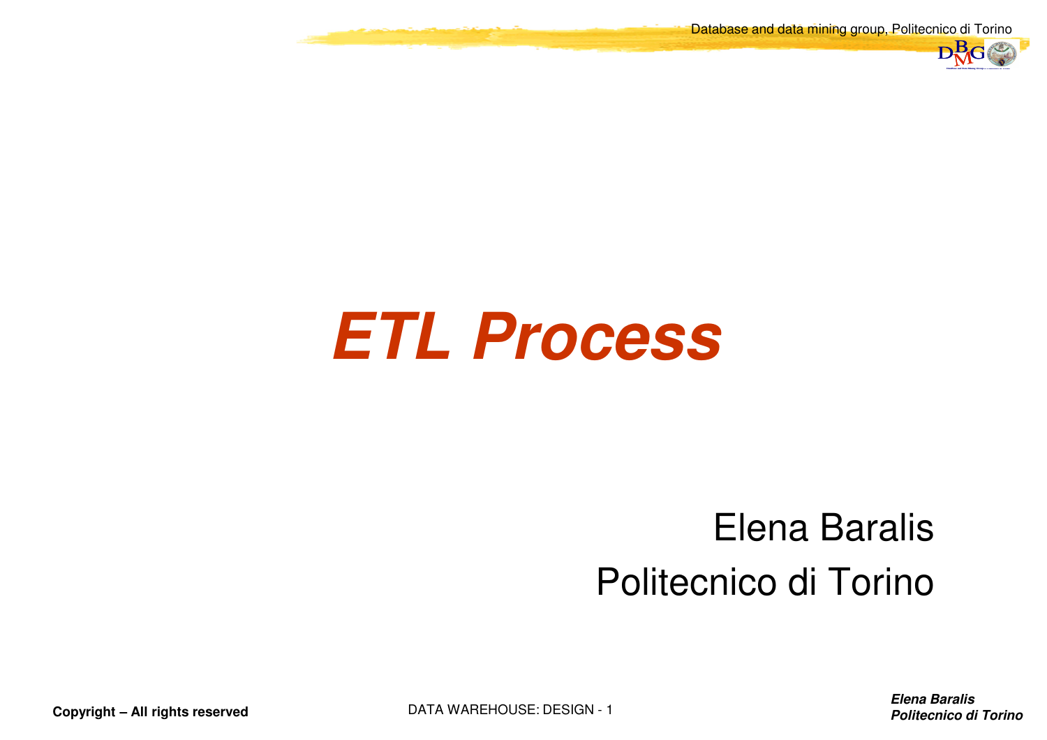# ETL Process

Elena Baralis

Politecnico di Torino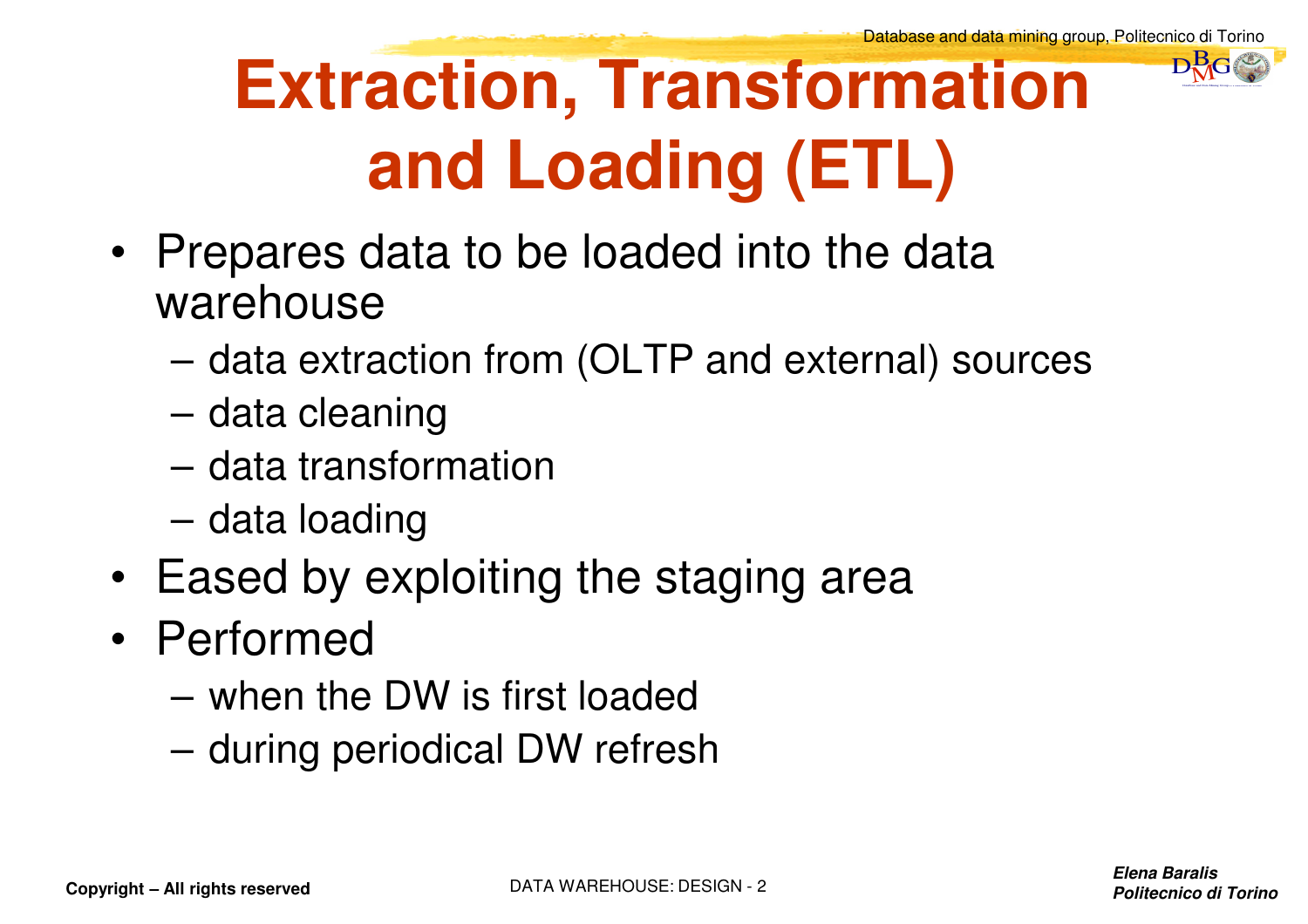# Extraction, Transformation and Loading (ETL)

- Prepares data to be loaded into the data warehouse
  - data extraction from (OLTP and external) sources
  - data cleaning
  - data transformation
  - data loading
- Eased by exploiting the staging area
- Performed
  - when the DW is first loaded
  - during periodical DW refresh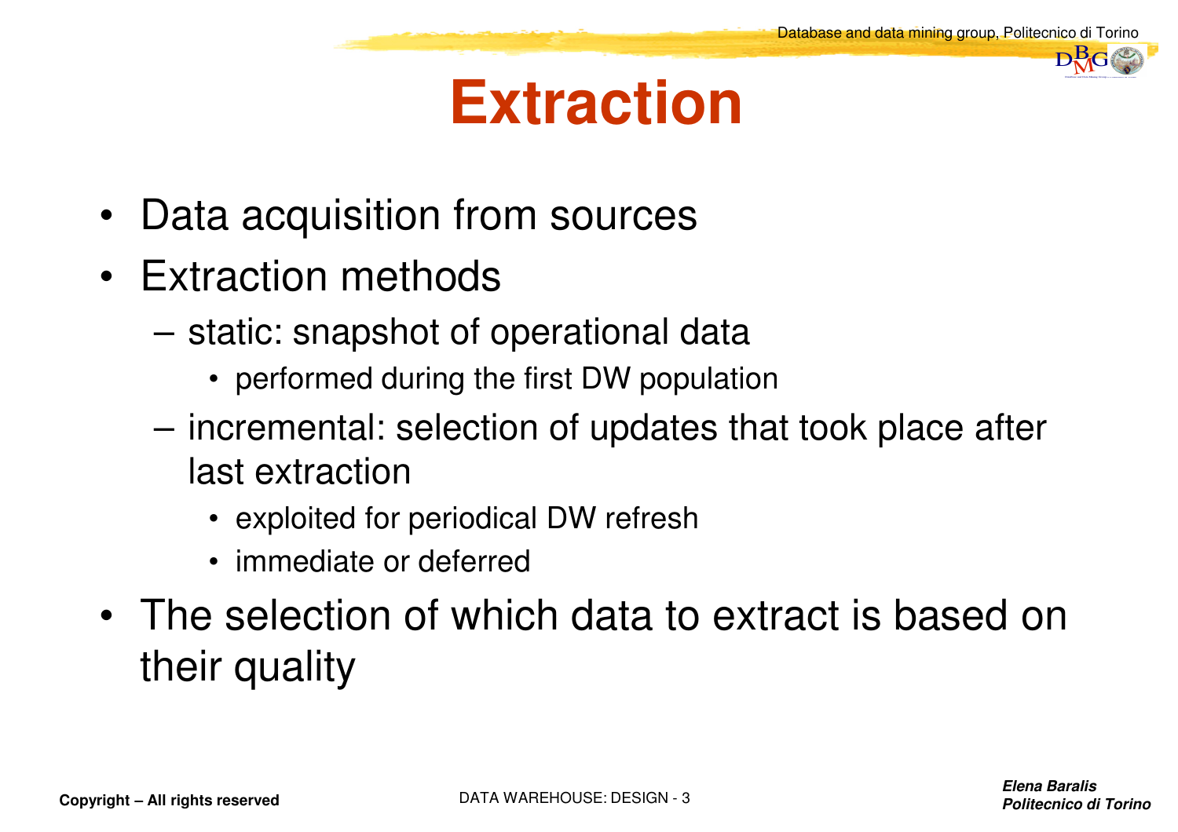# Extraction

- Data acquisition from sources
- Extraction methods
  - static: snapshot of operational data
    - performed during the first DW population
  - incremental: selection of updates that took place after last extraction
    - exploited for periodical DW refresh
    - immediate or deferred
- The selection of which data to extract is based on their quality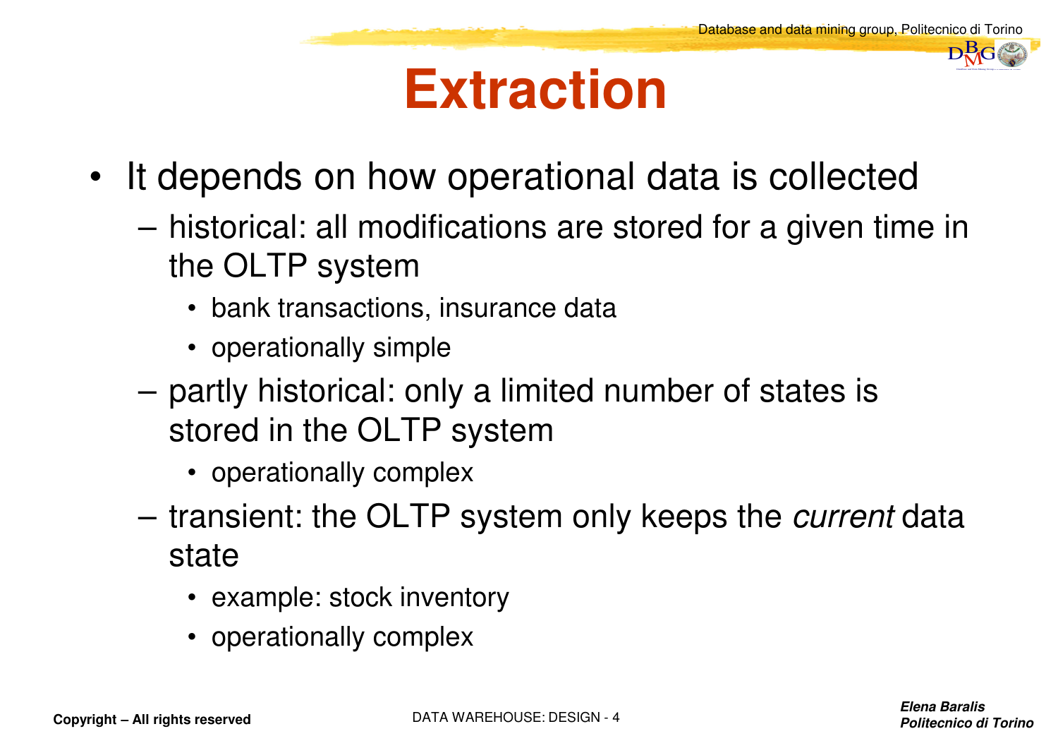# Extraction

- It depends on how operational data is collected
  - historical: all modifications are stored for a given time in the OLTP system
    - bank transactions, insurance data
    - operationally simple
  - partly historical: only a limited number of states is stored in the OLTP system
    - operationally complex
  - transient: the OLTP system only keeps the *current* data state
    - example: stock inventory
    - operationally complex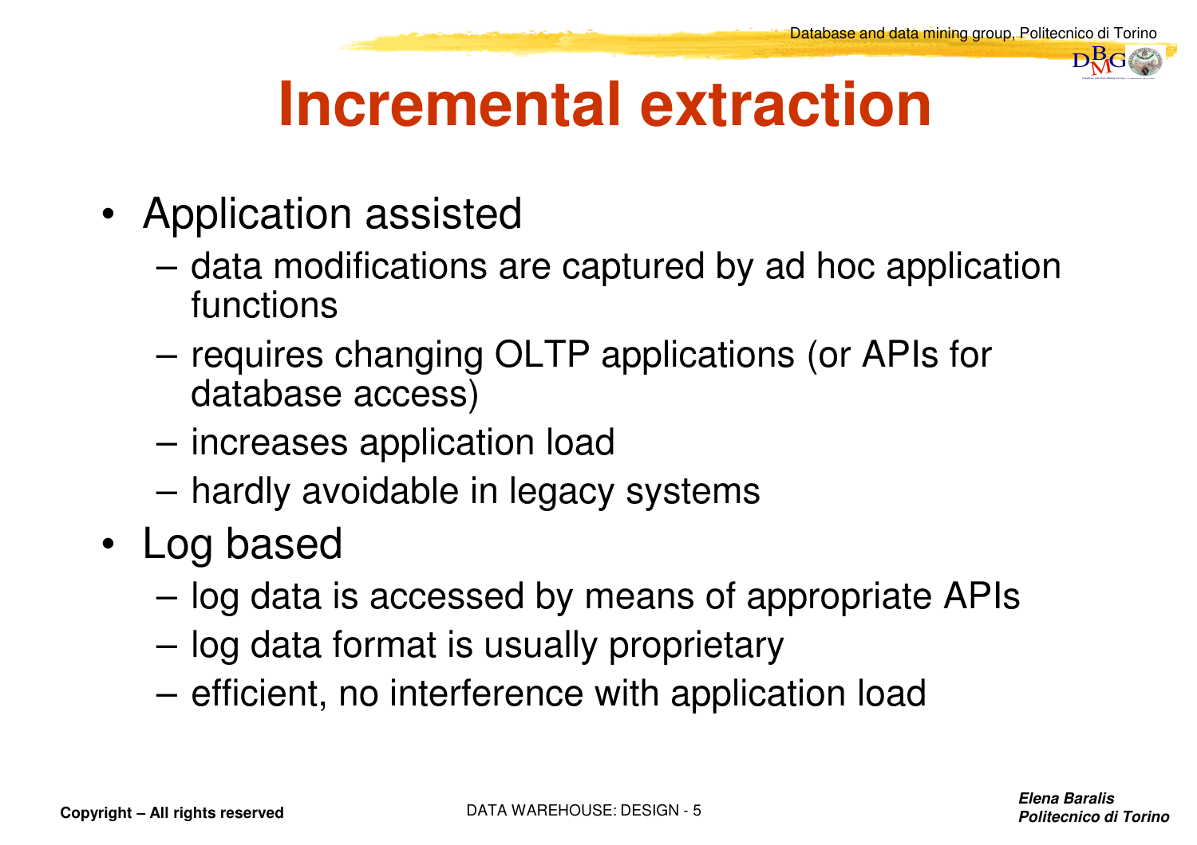# Incremental extraction

- Application assisted
  - data modifications are captured by ad hoc application functions
  - requires changing OLTP applications (or APIs for database access)
  - increases application load
  - hardly avoidable in legacy systems
- Log based
  - log data is accessed by means of appropriate APIs
  - log data format is usually proprietary
  - efficient, no interference with application load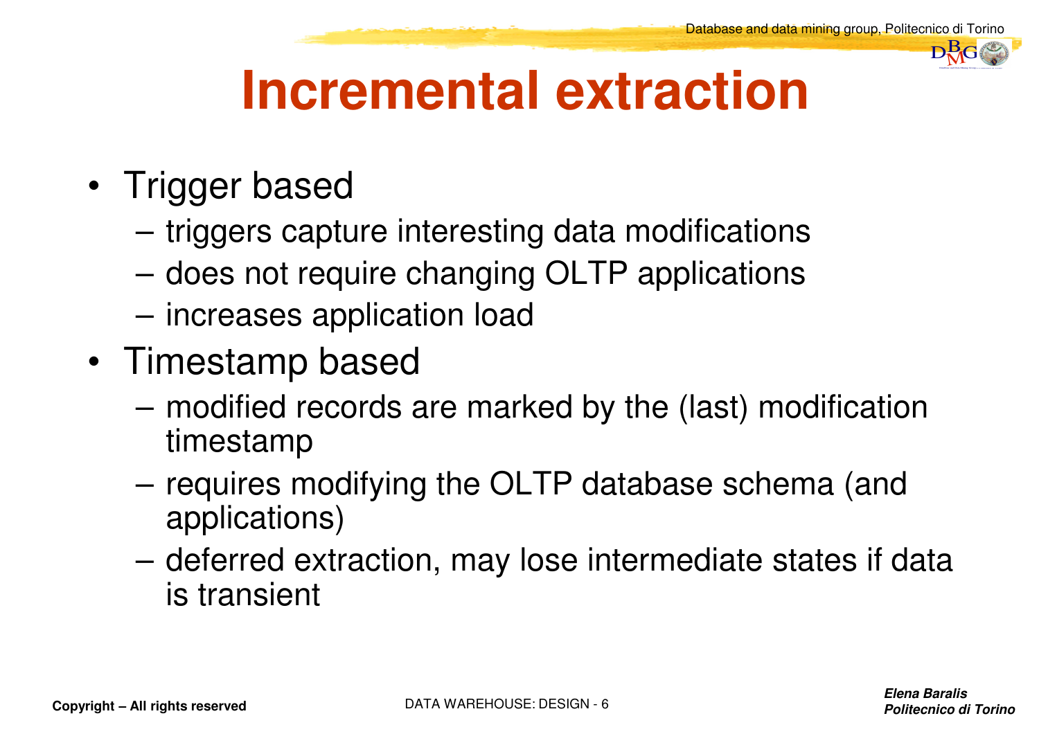# Incremental extraction

- Trigger based
  - triggers capture interesting data modifications
  - does not require changing OLTP applications
  - increases application load
- Timestamp based
  - modified records are marked by the (last) modification timestamp
  - requires modifying the OLTP database schema (and applications)
  - deferred extraction, may lose intermediate states if data is transient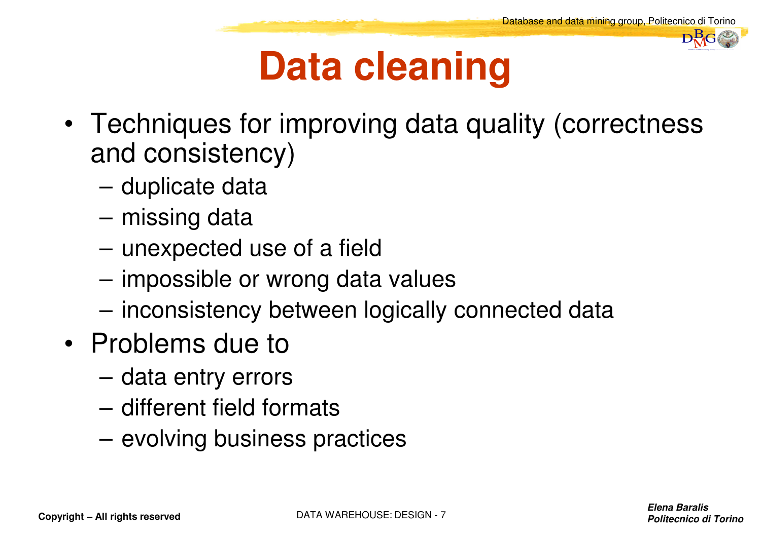# Data cleaning

- Techniques for improving data quality (correctness and consistency)
  - duplicate data
  - missing data
  - unexpected use of a field
  - impossible or wrong data values
  - inconsistency between logically connected data
- Problems due to
  - data entry errors
  - different field formats
  - evolving business practices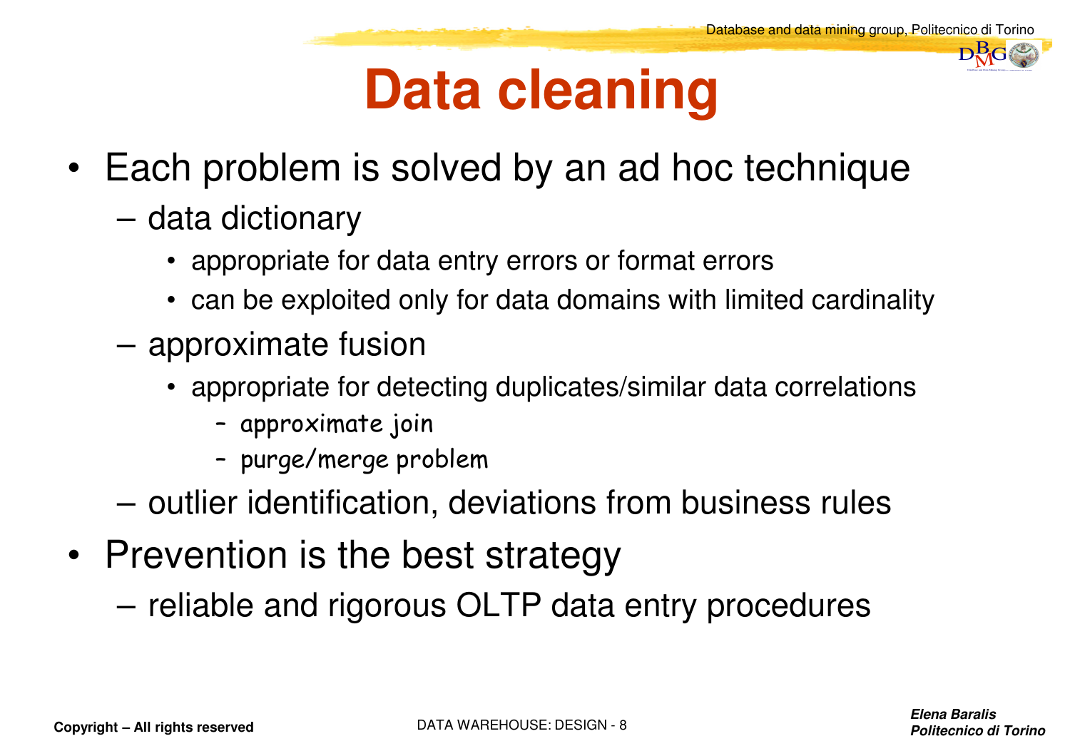# Data cleaning

- Each problem is solved by an ad hoc technique
  - data dictionary
    - appropriate for data entry errors or format errors
    - can be exploited only for data domains with limited cardinality
  - approximate fusion
    - appropriate for detecting duplicates/similar data correlations
      - approximate join
      - purge/merge problem
  - outlier identification, deviations from business rules
- Prevention is the best strategy
  - reliable and rigorous OLTP data entry procedures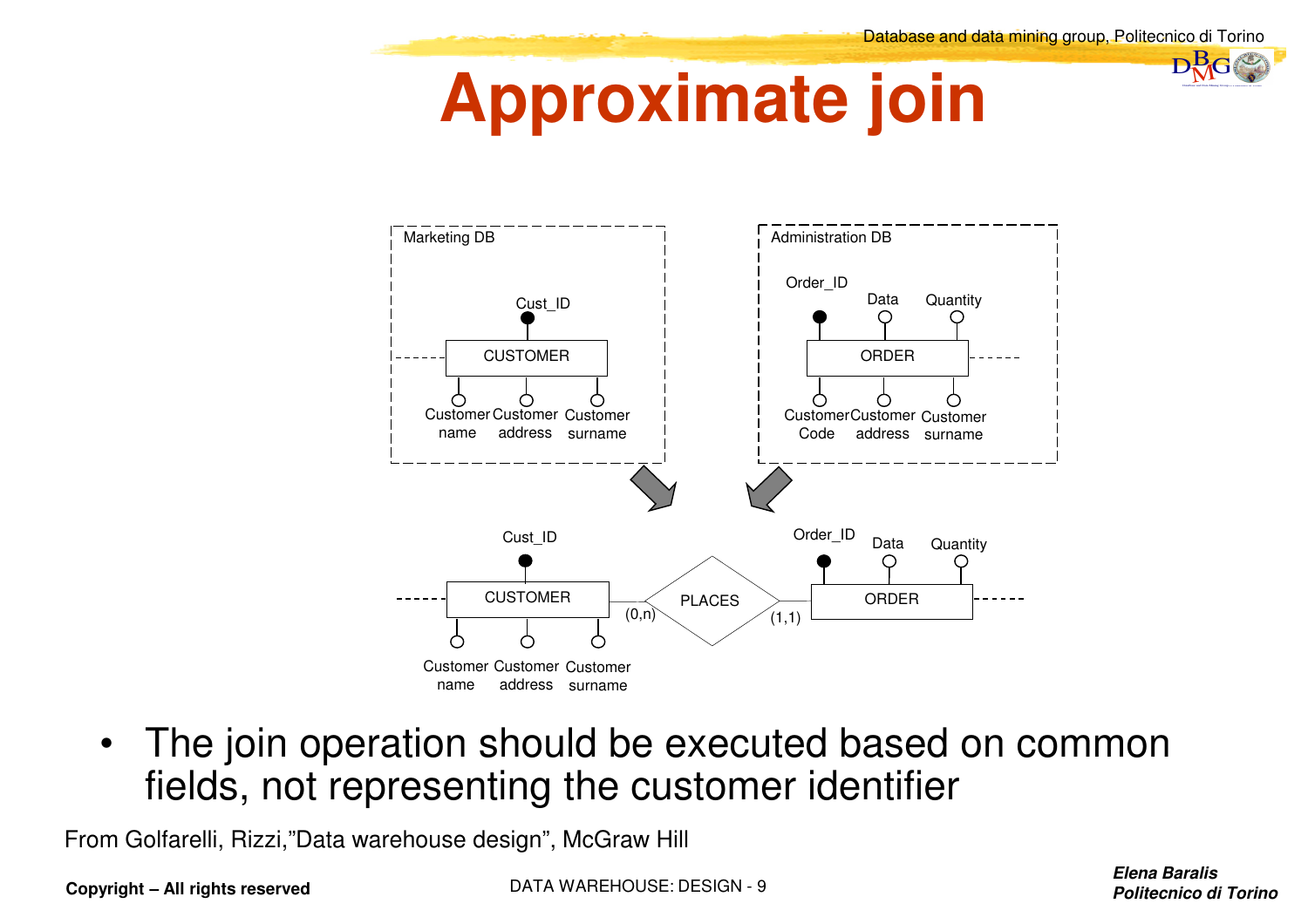# Approximate join

Marketing DB

Cust_ID

CUSTOMER

Customer name, Customer address, Customer surname

Administration DB

Order_ID, Data, Quantity

ORDER

Customer Code, Customer address, Customer surname

Cust_ID

CUSTOMER

Customer name, Customer address, Customer surname

(0,n) PLACES (1,1)

Order_ID, Data, Quantity

ORDER

- The join operation should be executed based on common fields, not representing the customer identifier

From Golfarelli, Rizzi,"Data warehouse design", McGraw Hill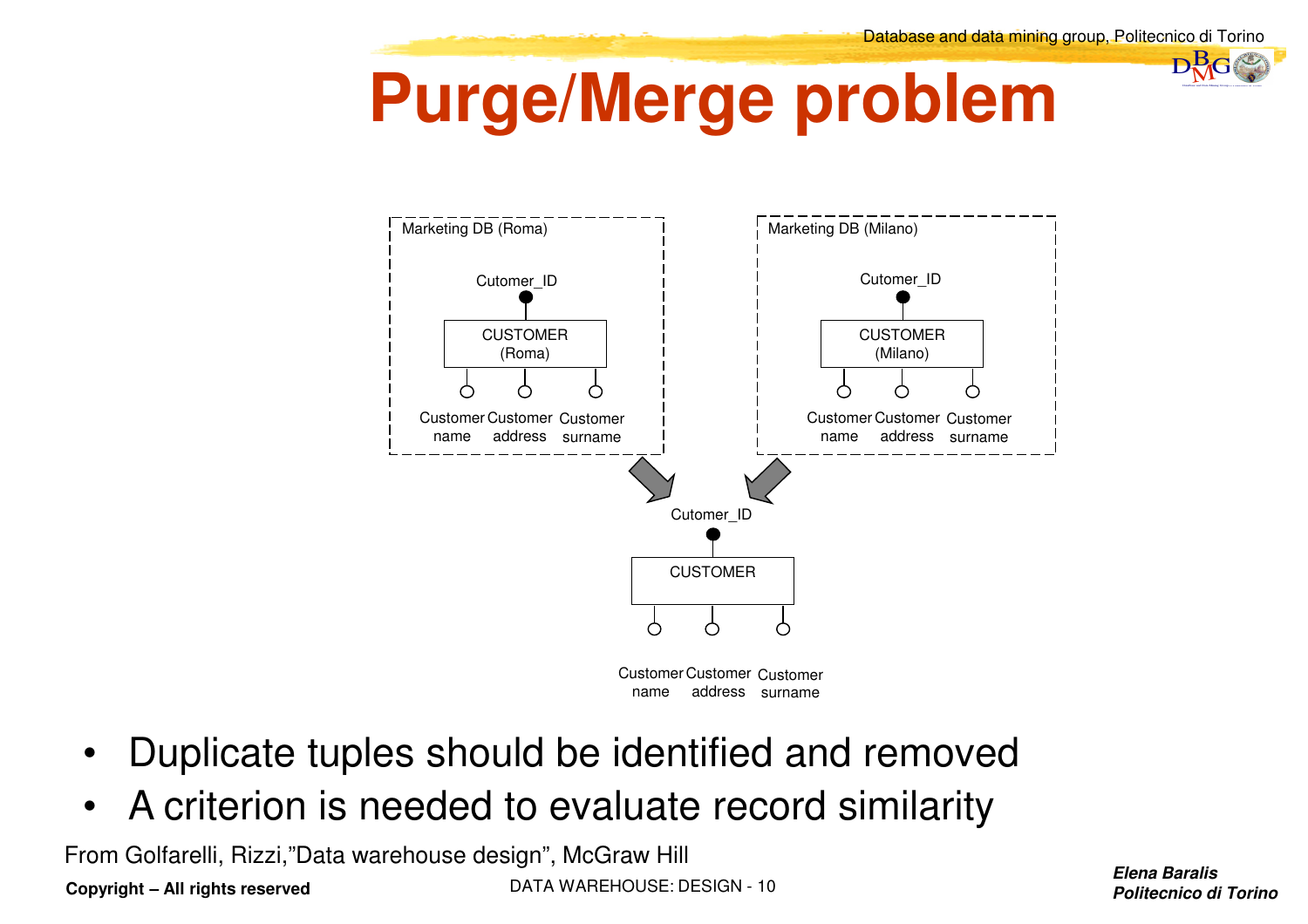# Purge/Merge problem

Marketing DB (Roma)

Cutomer_ID

CUSTOMER (Roma)

Customer name, Customer address, Customer surname

Marketing DB (Milano)

Cutomer_ID

CUSTOMER (Milano)

Customer name, Customer address, Customer surname

Cutomer_ID

CUSTOMER

Customer name, Customer address, Customer surname

- Duplicate tuples should be identified and removed
- A criterion is needed to evaluate record similarity

From Golfarelli, Rizzi,"Data warehouse design", McGraw Hill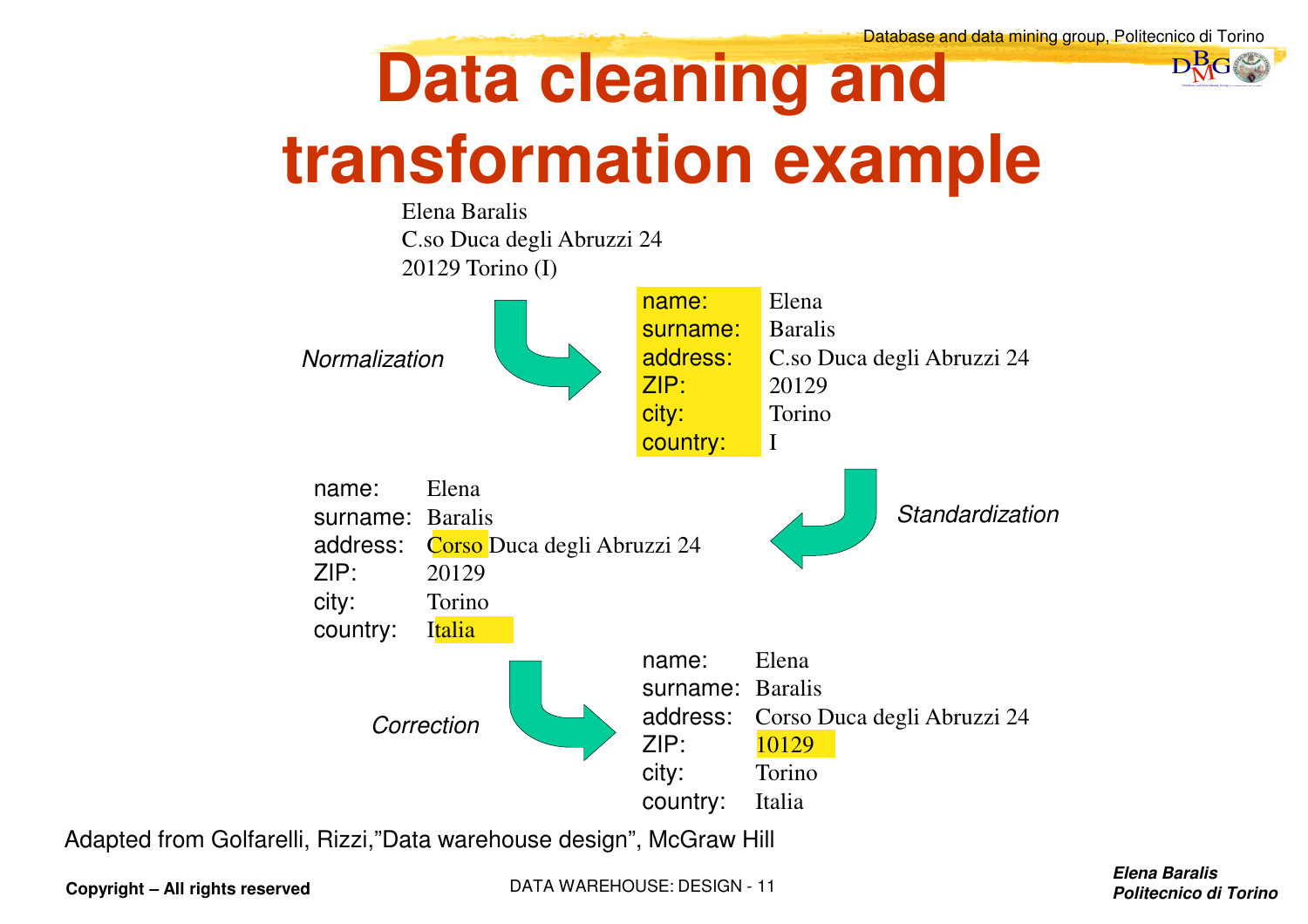# Data cleaning and transformation example

Elena Baralis
C.so Duca degli Abruzzi 24
20129 Torino (I)

*Normalization*

| | |
|---|---|
| name: | Elena |
| surname: | Baralis |
| address: | C.so Duca degli Abruzzi 24 |
| ZIP: | 20129 |
| city: | Torino |
| country: | I |

*Standardization*

| | |
|---|---|
| name: | Elena |
| surname: | Baralis |
| address: | Corso Duca degli Abruzzi 24 |
| ZIP: | 20129 |
| city: | Torino |
| country: | Italia |

*Correction*

| | |
|---|---|
| name: | Elena |
| surname: | Baralis |
| address: | Corso Duca degli Abruzzi 24 |
| ZIP: | 10129 |
| city: | Torino |
| country: | Italia |

Adapted from Golfarelli, Rizzi,"Data warehouse design", McGraw Hill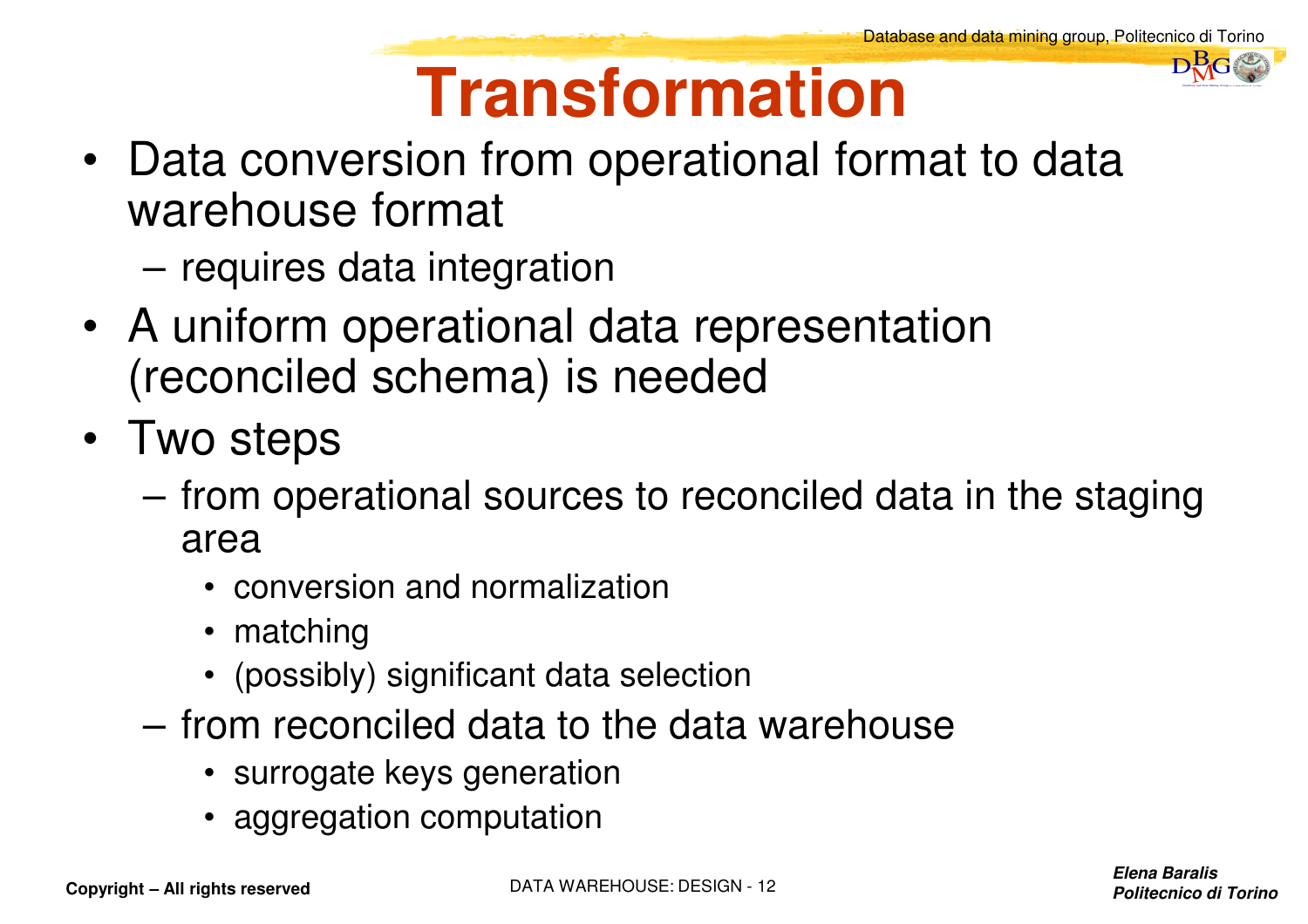# Transformation

- Data conversion from operational format to data warehouse format
  - requires data integration
- A uniform operational data representation (reconciled schema) is needed
- Two steps
  - from operational sources to reconciled data in the staging area
    - conversion and normalization
    - matching
    - (possibly) significant data selection
  - from reconciled data to the data warehouse
    - surrogate keys generation
    - aggregation computation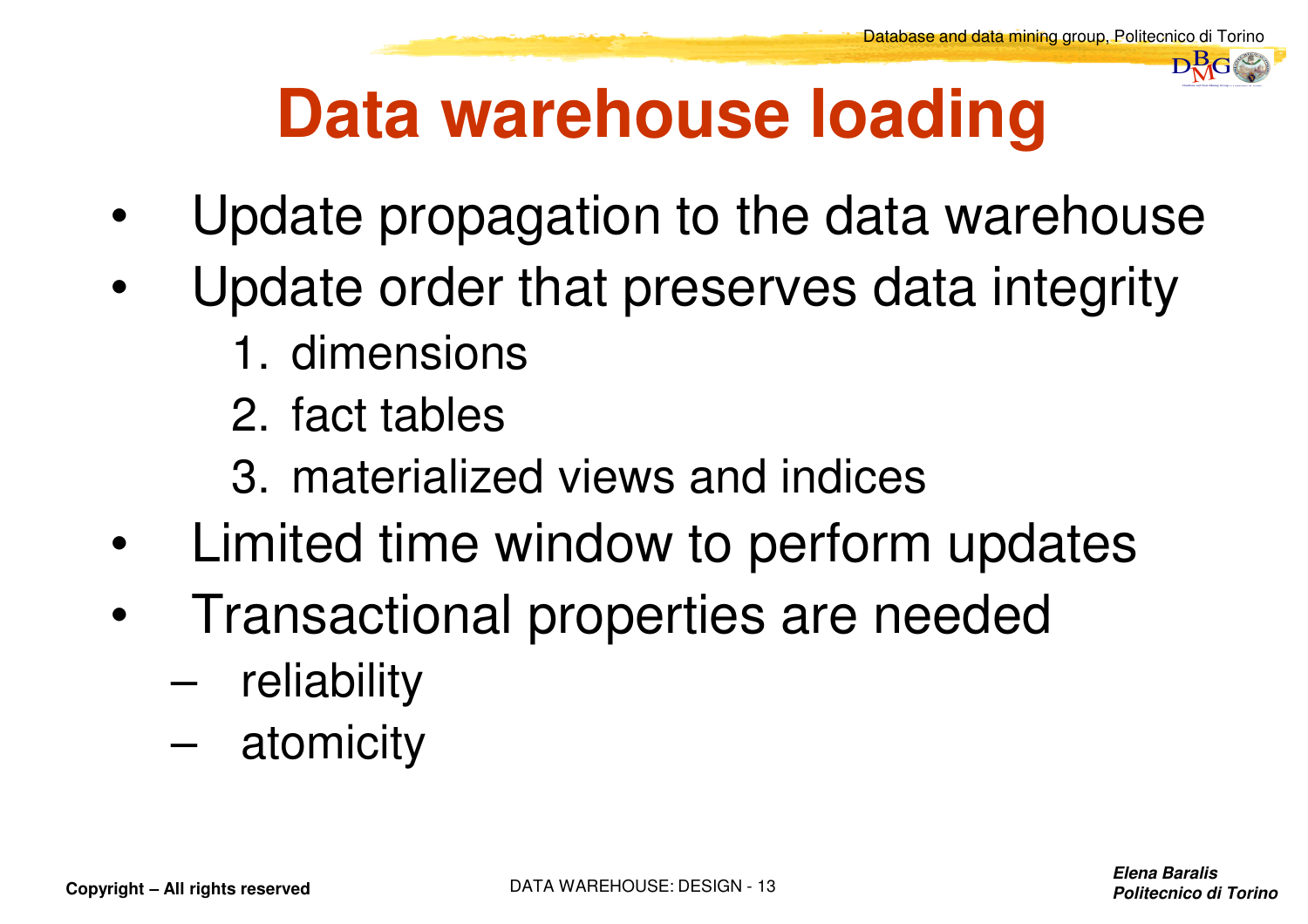# Data warehouse loading

- Update propagation to the data warehouse
- Update order that preserves data integrity
  1. dimensions
  2. fact tables
  3. materialized views and indices
- Limited time window to perform updates
- Transactional properties are needed
  - reliability
  - atomicity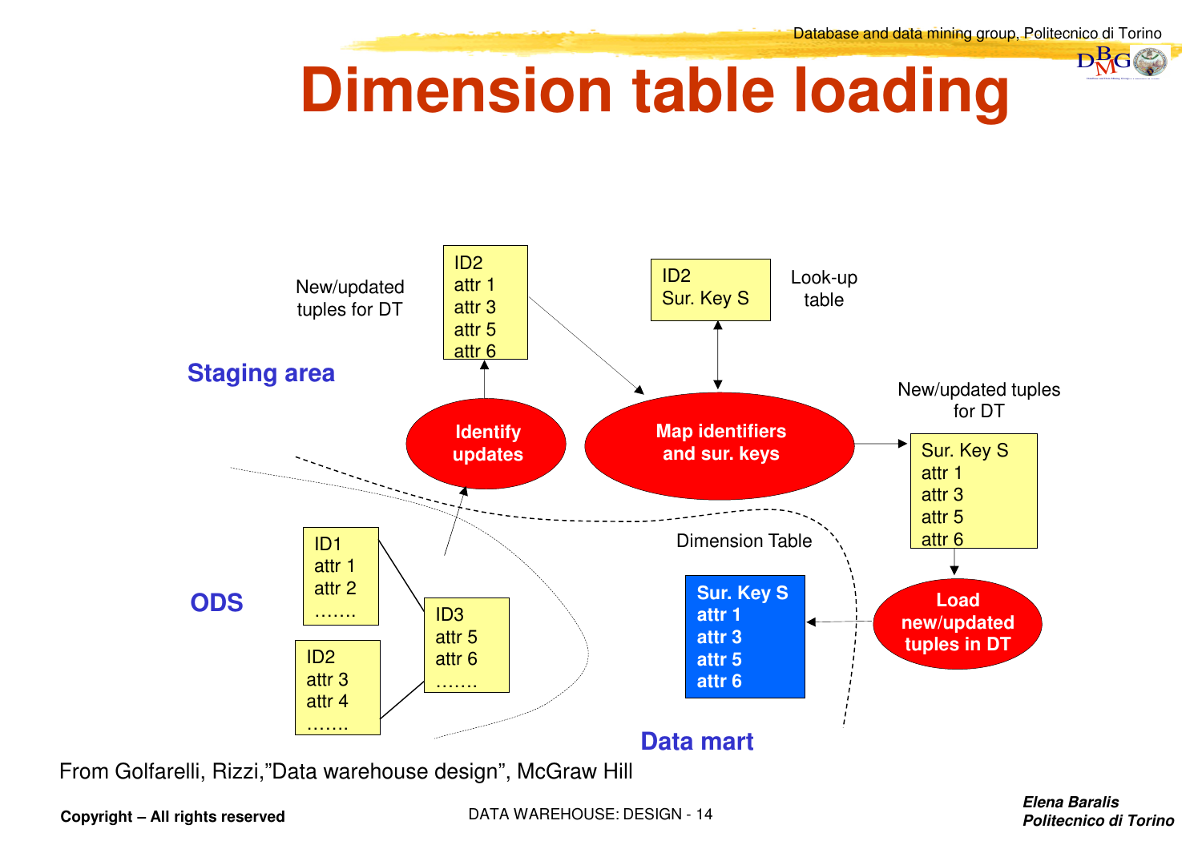# Dimension table loading

**Staging area**

New/updated tuples for DT

ID2
attr 1
attr 3
attr 5
attr 6

ID2
Sur. Key S

Look-up table

**Identify updates**

**Map identifiers and sur. keys**

New/updated tuples for DT

Sur. Key S
attr 1
attr 3
attr 5
attr 6

**ODS**

ID1
attr 1
attr 2
…….

ID2
attr 3
attr 4
…….

ID3
attr 5
attr 6
…….

Dimension Table

**Sur. Key S**
**attr 1**
**attr 3**
**attr 5**
**attr 6**

**Load new/updated tuples in DT**

**Data mart**

From Golfarelli, Rizzi,"Data warehouse design", McGraw Hill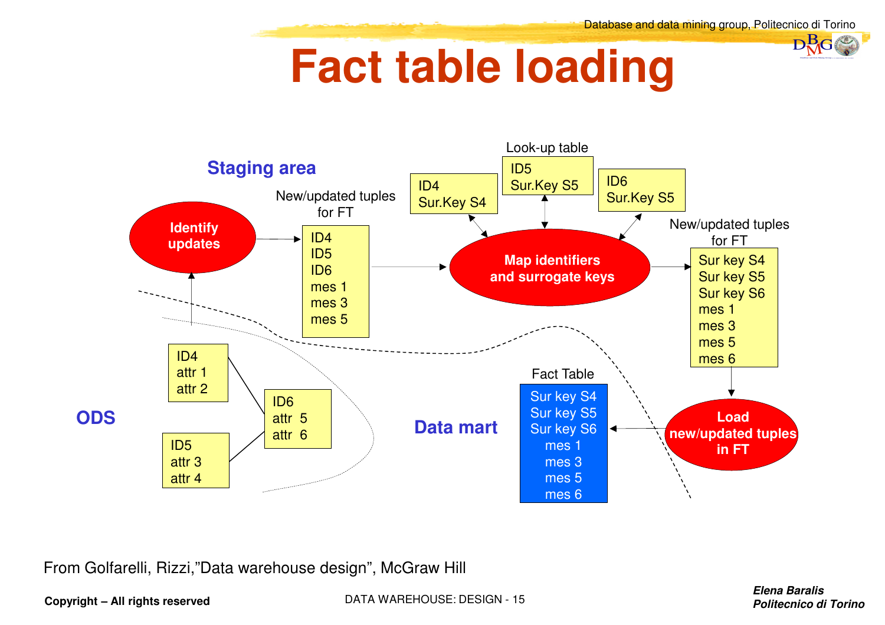# Fact table loading

Staging area

New/updated tuples for FT

Identify updates

ID4
ID5
ID6
mes 1
mes 3
mes 5

Look-up table

ID4
Sur.Key S4

ID5
Sur.Key S5

ID6
Sur.Key S5

Map identifiers and surrogate keys

New/updated tuples for FT

Sur key S4
Sur key S5
Sur key S6
mes 1
mes 3
mes 5
mes 6

ODS

ID4
attr 1
attr 2

ID5
attr 3
attr 4

ID6
attr 5
attr 6

Data mart

Fact Table

Sur key S4
Sur key S5
Sur key S6
mes 1
mes 3
mes 5
mes 6

Load new/updated tuples in FT

From Golfarelli, Rizzi,"Data warehouse design", McGraw Hill